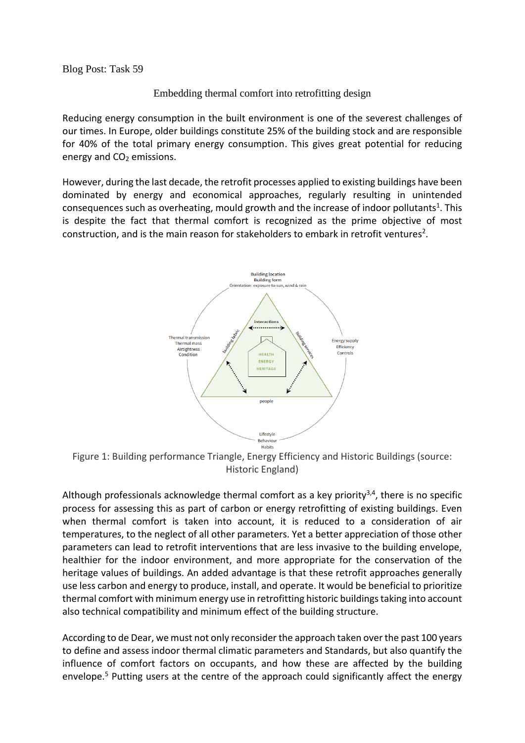Blog Post: Task 59

# Embedding thermal comfort into retrofitting design

Reducing energy consumption in the built environment is one of the severest challenges of our times. In Europe, older buildings constitute 25% of the building stock and are responsible for 40% of the total primary energy consumption. This gives great potential for reducing energy and $CO_2$ emissions.

However, during the last decade, the retrofit processes applied to existing buildings have been dominated by energy and economical approaches, regularly resulting in unintended consequences such as overheating, mould growth and the increase of indoor pollutants[1]. This is despite the fact that thermal comfort is recognized as the prime objective of most construction, and is the main reason for stakeholders to embark in retrofit ventures[2].

Figure 1: Building performance Triangle, Energy Efficiency and Historic Buildings (source: Historic England)

Although professionals acknowledge thermal comfort as a key priority[3,4], there is no specific process for assessing this as part of carbon or energy retrofitting of existing buildings. Even when thermal comfort is taken into account, it is reduced to a consideration of air temperatures, to the neglect of all other parameters. Yet a better appreciation of those other parameters can lead to retrofit interventions that are less invasive to the building envelope, healthier for the indoor environment, and more appropriate for the conservation of the heritage values of buildings. An added advantage is that these retrofit approaches generally use less carbon and energy to produce, install, and operate. It would be beneficial to prioritize thermal comfort with minimum energy use in retrofitting historic buildings taking into account also technical compatibility and minimum effect of the building structure.

According to de Dear, we must not only reconsider the approach taken over the past 100 years to define and assess indoor thermal climatic parameters and Standards, but also quantify the influence of comfort factors on occupants, and how these are affected by the building envelope.[5] Putting users at the centre of the approach could significantly affect the energy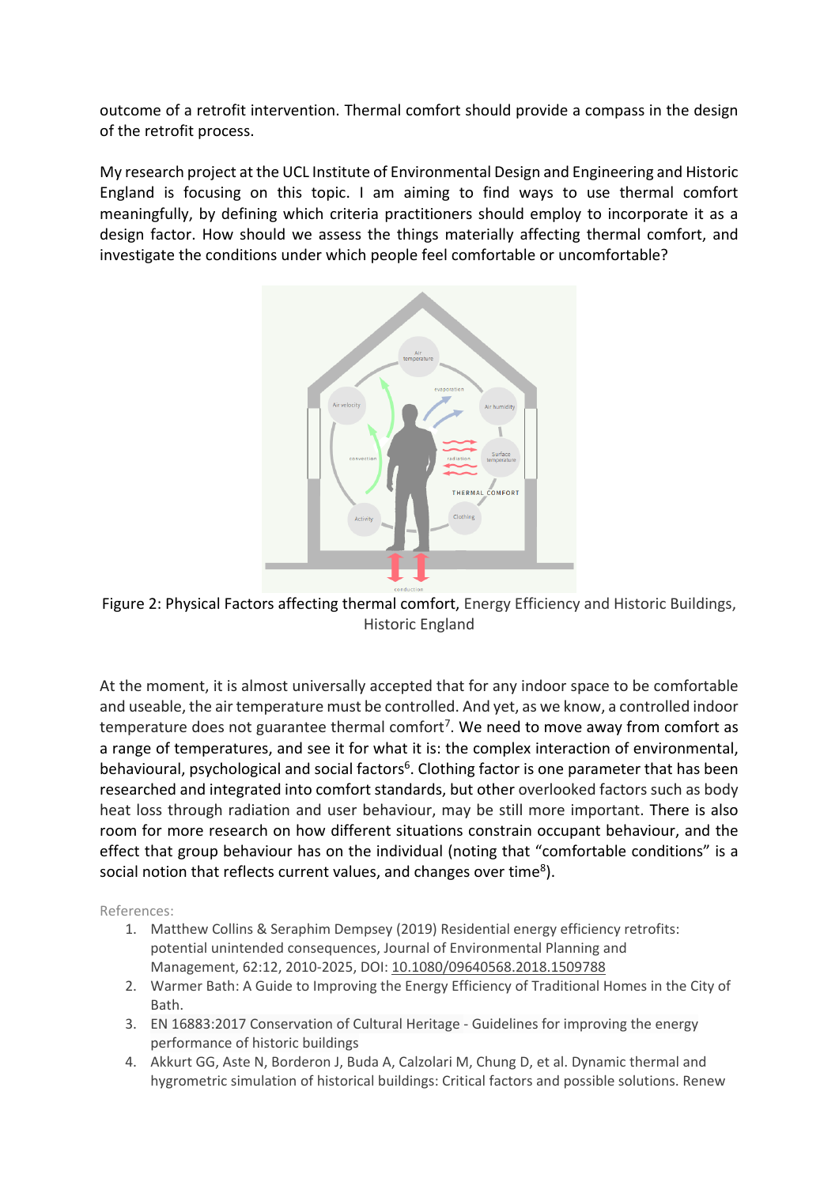outcome of a retrofit intervention. Thermal comfort should provide a compass in the design of the retrofit process.

My research project at the UCL Institute of Environmental Design and Engineering and Historic England is focusing on this topic. I am aiming to find ways to use thermal comfort meaningfully, by defining which criteria practitioners should employ to incorporate it as a design factor. How should we assess the things materially affecting thermal comfort, and investigate the conditions under which people feel comfortable or uncomfortable?

Figure 2: Physical Factors affecting thermal comfort, Energy Efficiency and Historic Buildings, Historic England

At the moment, it is almost universally accepted that for any indoor space to be comfortable and useable, the air temperature must be controlled. And yet, as we know, a controlled indoor temperature does not guarantee thermal comfort[7]. We need to move away from comfort as a range of temperatures, and see it for what it is: the complex interaction of environmental, behavioural, psychological and social factors[6]. Clothing factor is one parameter that has been researched and integrated into comfort standards, but other overlooked factors such as body heat loss through radiation and user behaviour, may be still more important. There is also room for more research on how different situations constrain occupant behaviour, and the effect that group behaviour has on the individual (noting that "comfortable conditions" is a social notion that reflects current values, and changes over time[8]).

References:

1. Matthew Collins & Seraphim Dempsey (2019) Residential energy efficiency retrofits: potential unintended consequences, Journal of Environmental Planning and Management, 62:12, 2010-2025, DOI: 10.1080/09640568.2018.1509788
2. Warmer Bath: A Guide to Improving the Energy Efficiency of Traditional Homes in the City of Bath.
3. EN 16883:2017 Conservation of Cultural Heritage - Guidelines for improving the energy performance of historic buildings
4. Akkurt GG, Aste N, Borderon J, Buda A, Calzolari M, Chung D, et al. Dynamic thermal and hygrometric simulation of historical buildings: Critical factors and possible solutions. Renew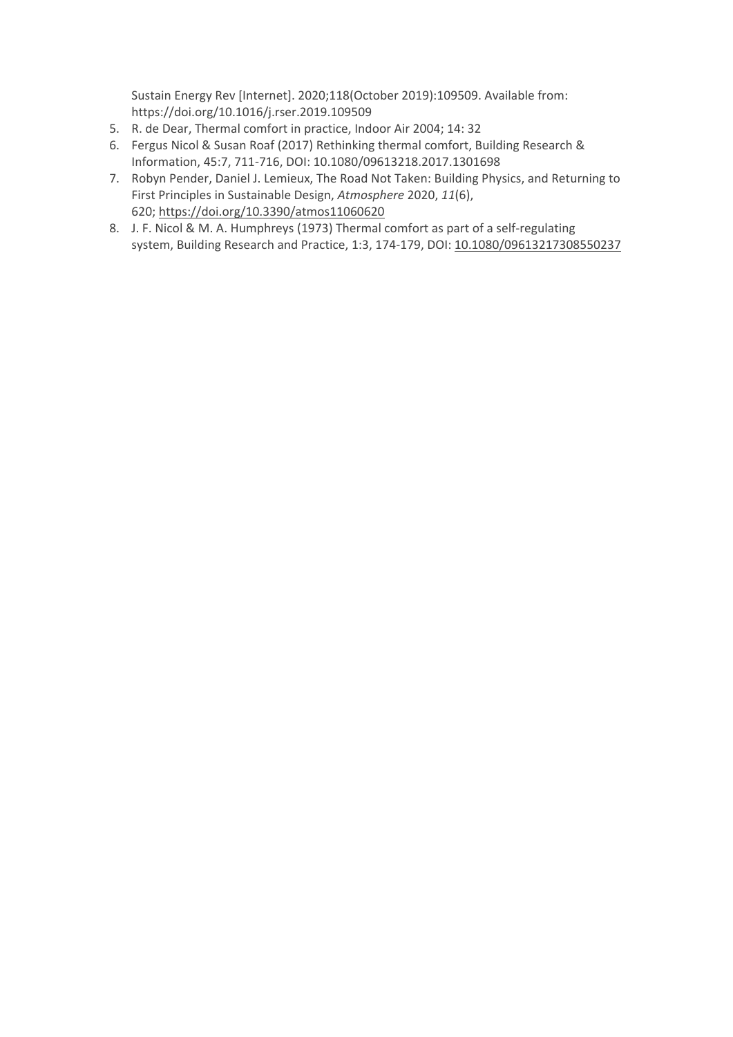Sustain Energy Rev [Internet]. 2020;118(October 2019):109509. Available from: https://doi.org/10.1016/j.rser.2019.109509

5. R. de Dear, Thermal comfort in practice, Indoor Air 2004; 14: 32
6. Fergus Nicol & Susan Roaf (2017) Rethinking thermal comfort, Building Research & Information, 45:7, 711-716, DOI: 10.1080/09613218.2017.1301698
7. Robyn Pender, Daniel J. Lemieux, The Road Not Taken: Building Physics, and Returning to First Principles in Sustainable Design, *Atmosphere* 2020, *11*(6), 620; https://doi.org/10.3390/atmos11060620
8. J. F. Nicol & M. A. Humphreys (1973) Thermal comfort as part of a self-regulating system, Building Research and Practice, 1:3, 174-179, DOI: 10.1080/09613217308550237